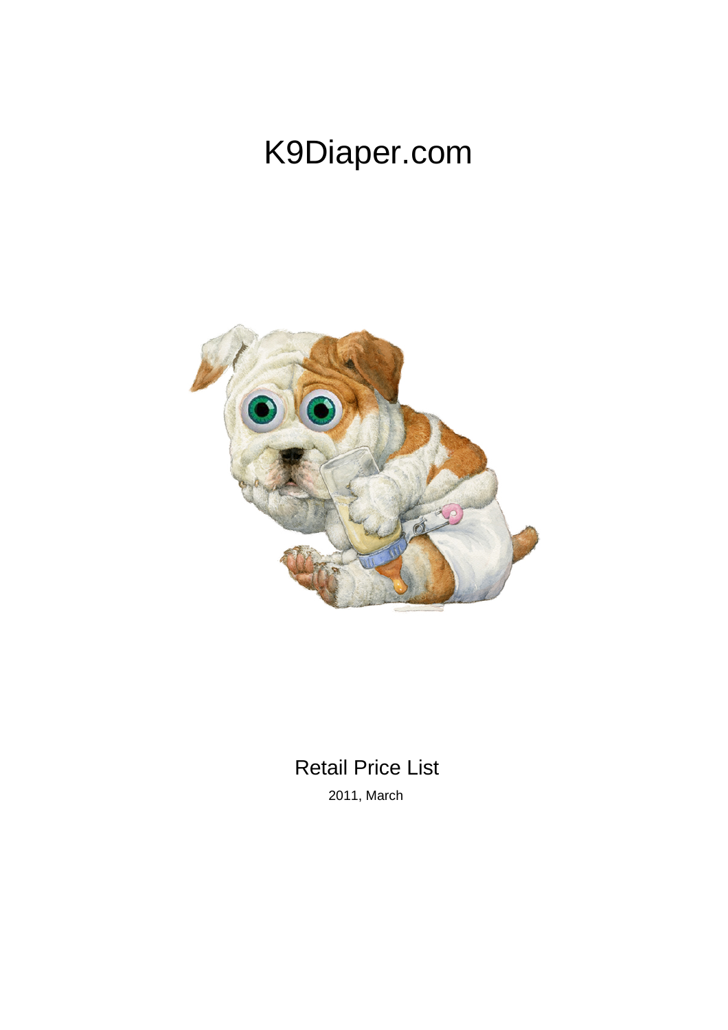# K9Diaper.com

## Retail Price List

2011, March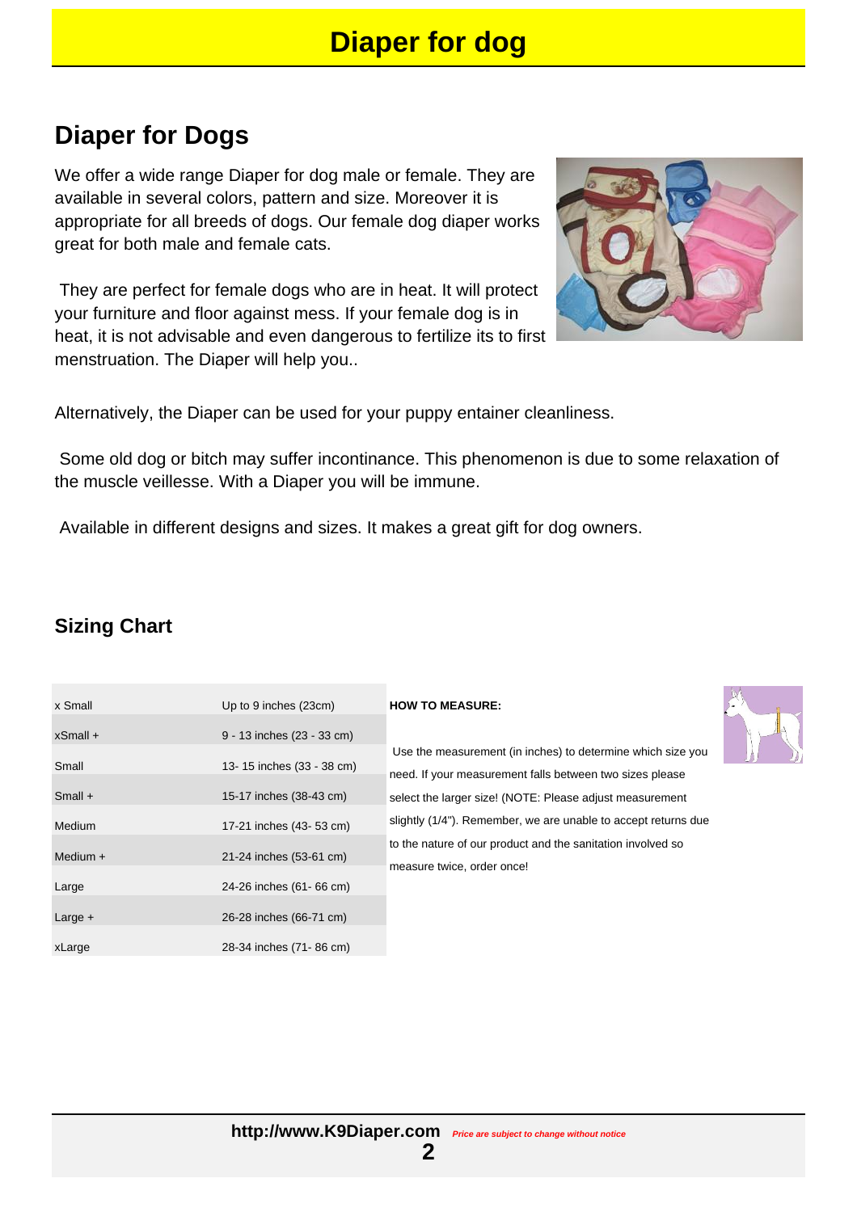# Diaper for dog

## Diaper for Dogs

We offer a wide range Diaper for dog male or female. They are available in several colors, pattern and size. Moreover it is appropriate for all breeds of dogs. Our female dog diaper works great for both male and female cats.

They are perfect for female dogs who are in heat. It will protect your furniture and floor against mess. If your female dog is in heat, it is not advisable and even dangerous to fertilize its to first menstruation. The Diaper will help you..

Alternatively, the Diaper can be used for your puppy entainer cleanliness.

Some old dog or bitch may suffer incontinance. This phenomenon is due to some relaxation of the muscle veillesse. With a Diaper you will be immune.

Available in different designs and sizes. It makes a great gift for dog owners.

## Sizing Chart

| | |
|---|---|
| x Small | Up to 9 inches (23cm) |
| xSmall + | 9 - 13 inches (23 - 33 cm) |
| Small | 13- 15 inches (33 - 38 cm) |
| Small + | 15-17 inches (38-43 cm) |
| Medium | 17-21 inches (43- 53 cm) |
| Medium + | 21-24 inches (53-61 cm) |
| Large | 24-26 inches (61- 66 cm) |
| Large + | 26-28 inches (66-71 cm) |
| xLarge | 28-34 inches (71- 86 cm) |

**HOW TO MEASURE:**

Use the measurement (in inches) to determine which size you need. If your measurement falls between two sizes please select the larger size! (NOTE: Please adjust measurement slightly (1/4"). Remember, we are unable to accept returns due to the nature of our product and the sanitation involved so measure twice, order once!

**http://www.K9Diaper.com** *Price are subject to change without notice*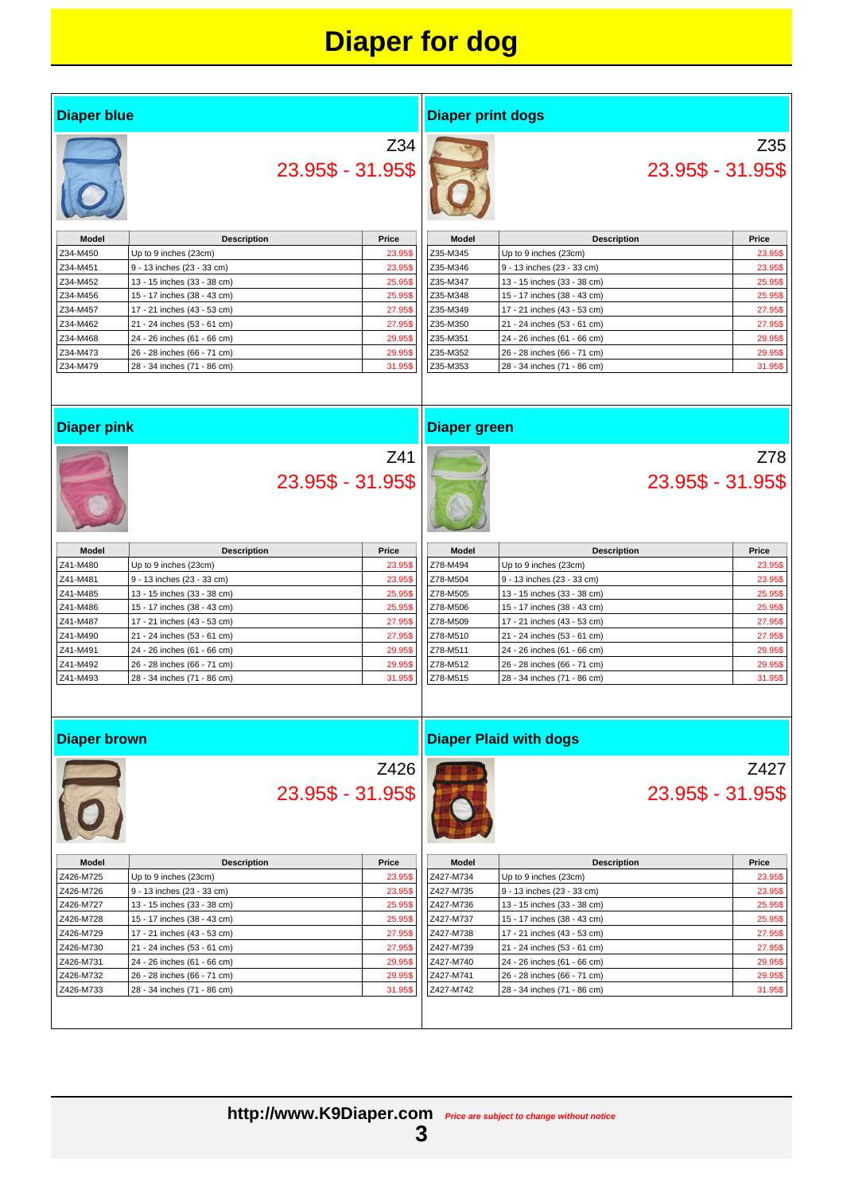# Diaper for dog

## Diaper blue

Z34

23.95$ - 31.95$

| Model | Description | Price |
|---|---|---|
| Z34-M450 | Up to 9 inches (23cm) | 23.95$ |
| Z34-M451 | 9 - 13 inches (23 - 33 cm) | 23.95$ |
| Z34-M452 | 13 - 15 inches (33 - 38 cm) | 25.95$ |
| Z34-M456 | 15 - 17 inches (38 - 43 cm) | 25.95$ |
| Z34-M457 | 17 - 21 inches (43 - 53 cm) | 27.95$ |
| Z34-M462 | 21 - 24 inches (53 - 61 cm) | 27.95$ |
| Z34-M468 | 24 - 26 inches (61 - 66 cm) | 29.95$ |
| Z34-M473 | 26 - 28 inches (66 - 71 cm) | 29.95$ |
| Z34-M479 | 28 - 34 inches (71 - 86 cm) | 31.95$ |

## Diaper print dogs

Z35

23.95$ - 31.95$

| Model | Description | Price |
|---|---|---|
| Z35-M345 | Up to 9 inches (23cm) | 23.95$ |
| Z35-M346 | 9 - 13 inches (23 - 33 cm) | 23.95$ |
| Z35-M347 | 13 - 15 inches (33 - 38 cm) | 25.95$ |
| Z35-M348 | 15 - 17 inches (38 - 43 cm) | 25.95$ |
| Z35-M349 | 17 - 21 inches (43 - 53 cm) | 27.95$ |
| Z35-M350 | 21 - 24 inches (53 - 61 cm) | 27.95$ |
| Z35-M351 | 24 - 26 inches (61 - 66 cm) | 29.95$ |
| Z35-M352 | 26 - 28 inches (66 - 71 cm) | 29.95$ |
| Z35-M353 | 28 - 34 inches (71 - 86 cm) | 31.95$ |

## Diaper pink

Z41

23.95$ - 31.95$

| Model | Description | Price |
|---|---|---|
| Z41-M480 | Up to 9 inches (23cm) | 23.95$ |
| Z41-M481 | 9 - 13 inches (23 - 33 cm) | 23.95$ |
| Z41-M485 | 13 - 15 inches (33 - 38 cm) | 25.95$ |
| Z41-M486 | 15 - 17 inches (38 - 43 cm) | 25.95$ |
| Z41-M487 | 17 - 21 inches (43 - 53 cm) | 27.95$ |
| Z41-M490 | 21 - 24 inches (53 - 61 cm) | 27.95$ |
| Z41-M491 | 24 - 26 inches (61 - 66 cm) | 29.95$ |
| Z41-M492 | 26 - 28 inches (66 - 71 cm) | 29.95$ |
| Z41-M493 | 28 - 34 inches (71 - 86 cm) | 31.95$ |

## Diaper green

Z78

23.95$ - 31.95$

| Model | Description | Price |
|---|---|---|
| Z78-M494 | Up to 9 inches (23cm) | 23.95$ |
| Z78-M504 | 9 - 13 inches (23 - 33 cm) | 23.95$ |
| Z78-M505 | 13 - 15 inches (33 - 38 cm) | 25.95$ |
| Z78-M506 | 15 - 17 inches (38 - 43 cm) | 25.95$ |
| Z78-M509 | 17 - 21 inches (43 - 53 cm) | 27.95$ |
| Z78-M510 | 21 - 24 inches (53 - 61 cm) | 27.95$ |
| Z78-M511 | 24 - 26 inches (61 - 66 cm) | 29.95$ |
| Z78-M512 | 26 - 28 inches (66 - 71 cm) | 29.95$ |
| Z78-M515 | 28 - 34 inches (71 - 86 cm) | 31.95$ |

## Diaper brown

Z426

23.95$ - 31.95$

| Model | Description | Price |
|---|---|---|
| Z426-M725 | Up to 9 inches (23cm) | 23.95$ |
| Z426-M726 | 9 - 13 inches (23 - 33 cm) | 23.95$ |
| Z426-M727 | 13 - 15 inches (33 - 38 cm) | 25.95$ |
| Z426-M728 | 15 - 17 inches (38 - 43 cm) | 25.95$ |
| Z426-M729 | 17 - 21 inches (43 - 53 cm) | 27.95$ |
| Z426-M730 | 21 - 24 inches (53 - 61 cm) | 27.95$ |
| Z426-M731 | 24 - 26 inches (61 - 66 cm) | 29.95$ |
| Z426-M732 | 26 - 28 inches (66 - 71 cm) | 29.95$ |
| Z426-M733 | 28 - 34 inches (71 - 86 cm) | 31.95$ |

## Diaper Plaid with dogs

Z427

23.95$ - 31.95$

| Model | Description | Price |
|---|---|---|
| Z427-M734 | Up to 9 inches (23cm) | 23.95$ |
| Z427-M735 | 9 - 13 inches (23 - 33 cm) | 23.95$ |
| Z427-M736 | 13 - 15 inches (33 - 38 cm) | 25.95$ |
| Z427-M737 | 15 - 17 inches (38 - 43 cm) | 25.95$ |
| Z427-M738 | 17 - 21 inches (43 - 53 cm) | 27.95$ |
| Z427-M739 | 21 - 24 inches (53 - 61 cm) | 27.95$ |
| Z427-M740 | 24 - 26 inches (61 - 66 cm) | 29.95$ |
| Z427-M741 | 26 - 28 inches (66 - 71 cm) | 29.95$ |
| Z427-M742 | 28 - 34 inches (71 - 86 cm) | 31.95$ |

**http://www.K9Diaper.com** *Price are subject to change without notice*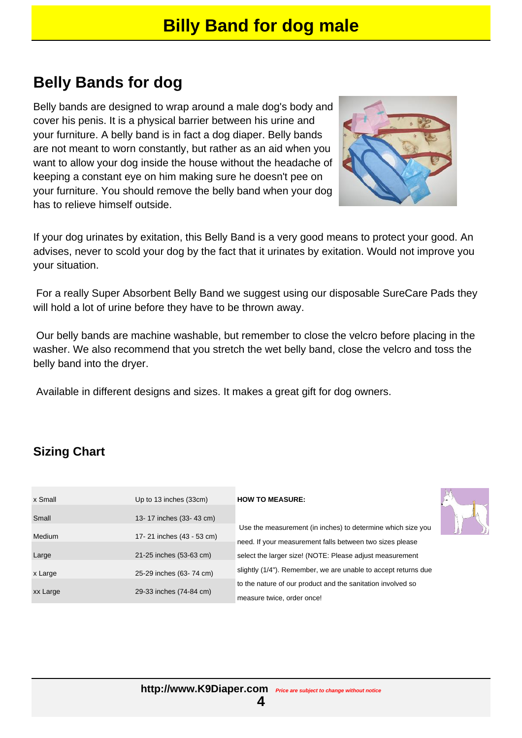# Billy Band for dog male

## Belly Bands for dog

Belly bands are designed to wrap around a male dog's body and cover his penis. It is a physical barrier between his urine and your furniture. A belly band is in fact a dog diaper. Belly bands are not meant to worn constantly, but rather as an aid when you want to allow your dog inside the house without the headache of keeping a constant eye on him making sure he doesn't pee on your furniture. You should remove the belly band when your dog has to relieve himself outside.

If your dog urinates by exitation, this Belly Band is a very good means to protect your good. An advises, never to scold your dog by the fact that it urinates by exitation. Would not improve you your situation.

For a really Super Absorbent Belly Band we suggest using our disposable SureCare Pads they will hold a lot of urine before they have to be thrown away.

Our belly bands are machine washable, but remember to close the velcro before placing in the washer. We also recommend that you stretch the wet belly band, close the velcro and toss the belly band into the dryer.

Available in different designs and sizes. It makes a great gift for dog owners.

## Sizing Chart

| Size | Measurement |
|---|---|
| x Small | Up to 13 inches (33cm) |
| Small | 13- 17 inches (33- 43 cm) |
| Medium | 17- 21 inches (43 - 53 cm) |
| Large | 21-25 inches (53-63 cm) |
| x Large | 25-29 inches (63- 74 cm) |
| xx Large | 29-33 inches (74-84 cm) |

**HOW TO MEASURE:**

Use the measurement (in inches) to determine which size you need. If your measurement falls between two sizes please select the larger size! (NOTE: Please adjust measurement slightly (1/4"). Remember, we are unable to accept returns due to the nature of our product and the sanitation involved so measure twice, order once!

**http://www.K9Diaper.com** *Price are subject to change without notice*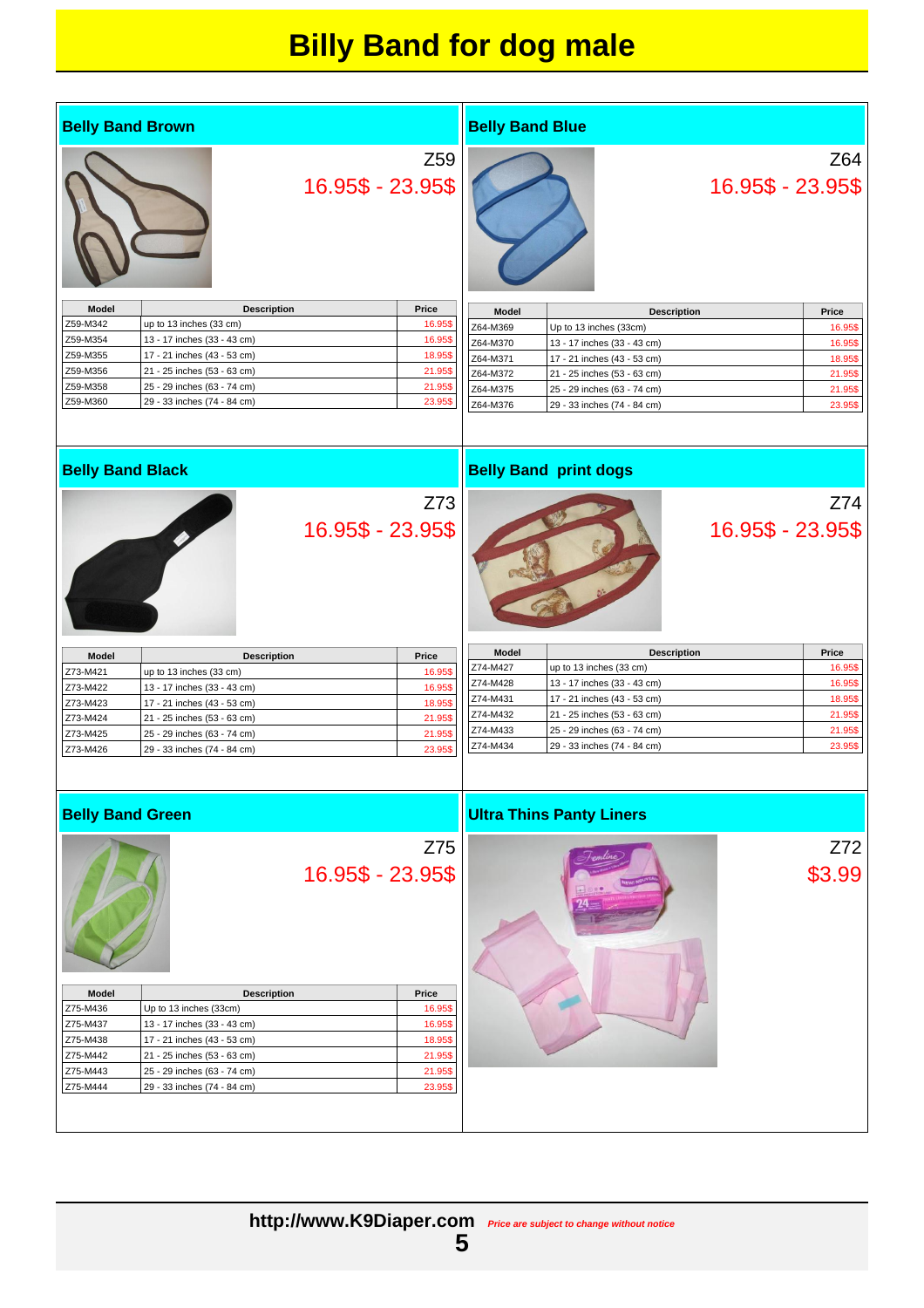# Billy Band for dog male

## Belly Band Brown

Z59

16.95$ - 23.95$

| Model | Description | Price |
|---|---|---|
| Z59-M342 | up to 13 inches (33 cm) | 16.95$ |
| Z59-M354 | 13 - 17 inches (33 - 43 cm) | 16.95$ |
| Z59-M355 | 17 - 21 inches (43 - 53 cm) | 18.95$ |
| Z59-M356 | 21 - 25 inches (53 - 63 cm) | 21.95$ |
| Z59-M358 | 25 - 29 inches (63 - 74 cm) | 21.95$ |
| Z59-M360 | 29 - 33 inches (74 - 84 cm) | 23.95$ |

## Belly Band Blue

Z64

16.95$ - 23.95$

| Model | Description | Price |
|---|---|---|
| Z64-M369 | Up to 13 inches (33cm) | 16.95$ |
| Z64-M370 | 13 - 17 inches (33 - 43 cm) | 16.95$ |
| Z64-M371 | 17 - 21 inches (43 - 53 cm) | 18.95$ |
| Z64-M372 | 21 - 25 inches (53 - 63 cm) | 21.95$ |
| Z64-M375 | 25 - 29 inches (63 - 74 cm) | 21.95$ |
| Z64-M376 | 29 - 33 inches (74 - 84 cm) | 23.95$ |

## Belly Band Black

Z73

16.95$ - 23.95$

| Model | Description | Price |
|---|---|---|
| Z73-M421 | up to 13 inches (33 cm) | 16.95$ |
| Z73-M422 | 13 - 17 inches (33 - 43 cm) | 16.95$ |
| Z73-M423 | 17 - 21 inches (43 - 53 cm) | 18.95$ |
| Z73-M424 | 21 - 25 inches (53 - 63 cm) | 21.95$ |
| Z73-M425 | 25 - 29 inches (63 - 74 cm) | 21.95$ |
| Z73-M426 | 29 - 33 inches (74 - 84 cm) | 23.95$ |

## Belly Band print dogs

Z74

16.95$ - 23.95$

| Model | Description | Price |
|---|---|---|
| Z74-M427 | up to 13 inches (33 cm) | 16.95$ |
| Z74-M428 | 13 - 17 inches (33 - 43 cm) | 16.95$ |
| Z74-M431 | 17 - 21 inches (43 - 53 cm) | 18.95$ |
| Z74-M432 | 21 - 25 inches (53 - 63 cm) | 21.95$ |
| Z74-M433 | 25 - 29 inches (63 - 74 cm) | 21.95$ |
| Z74-M434 | 29 - 33 inches (74 - 84 cm) | 23.95$ |

## Belly Band Green

Z75

16.95$ - 23.95$

| Model | Description | Price |
|---|---|---|
| Z75-M436 | Up to 13 inches (33cm) | 16.95$ |
| Z75-M437 | 13 - 17 inches (33 - 43 cm) | 16.95$ |
| Z75-M438 | 17 - 21 inches (43 - 53 cm) | 18.95$ |
| Z75-M442 | 21 - 25 inches (53 - 63 cm) | 21.95$ |
| Z75-M443 | 25 - 29 inches (63 - 74 cm) | 21.95$ |
| Z75-M444 | 29 - 33 inches (74 - 84 cm) | 23.95$ |

## Ultra Thins Panty Liners

Z72

$3.99

**http://www.K9Diaper.com** ***Price are subject to change without notice***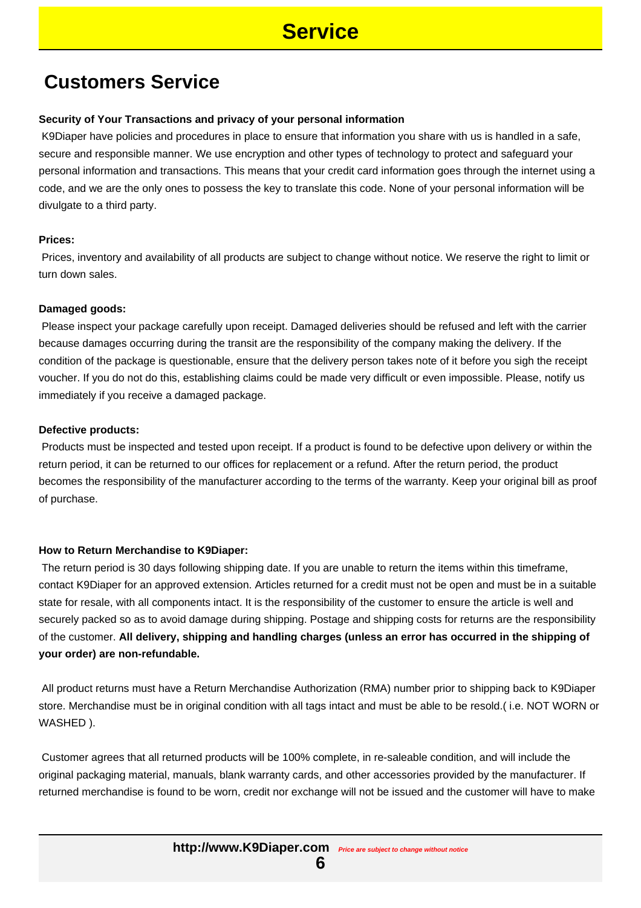# Service

## Customers Service

**Security of Your Transactions and privacy of your personal information**

K9Diaper have policies and procedures in place to ensure that information you share with us is handled in a safe, secure and responsible manner. We use encryption and other types of technology to protect and safeguard your personal information and transactions. This means that your credit card information goes through the internet using a code, and we are the only ones to possess the key to translate this code. None of your personal information will be divulgate to a third party.

**Prices:**

Prices, inventory and availability of all products are subject to change without notice. We reserve the right to limit or turn down sales.

**Damaged goods:**

Please inspect your package carefully upon receipt. Damaged deliveries should be refused and left with the carrier because damages occurring during the transit are the responsibility of the company making the delivery. If the condition of the package is questionable, ensure that the delivery person takes note of it before you sigh the receipt voucher. If you do not do this, establishing claims could be made very difficult or even impossible. Please, notify us immediately if you receive a damaged package.

**Defective products:**

Products must be inspected and tested upon receipt. If a product is found to be defective upon delivery or within the return period, it can be returned to our offices for replacement or a refund. After the return period, the product becomes the responsibility of the manufacturer according to the terms of the warranty. Keep your original bill as proof of purchase.

**How to Return Merchandise to K9Diaper:**

The return period is 30 days following shipping date. If you are unable to return the items within this timeframe, contact K9Diaper for an approved extension. Articles returned for a credit must not be open and must be in a suitable state for resale, with all components intact. It is the responsibility of the customer to ensure the article is well and securely packed so as to avoid damage during shipping. Postage and shipping costs for returns are the responsibility of the customer. **All delivery, shipping and handling charges (unless an error has occurred in the shipping of your order) are non-refundable.**

All product returns must have a Return Merchandise Authorization (RMA) number prior to shipping back to K9Diaper store. Merchandise must be in original condition with all tags intact and must be able to be resold.( i.e. NOT WORN or WASHED ).

Customer agrees that all returned products will be 100% complete, in re-saleable condition, and will include the original packaging material, manuals, blank warranty cards, and other accessories provided by the manufacturer. If returned merchandise is found to be worn, credit nor exchange will not be issued and the customer will have to make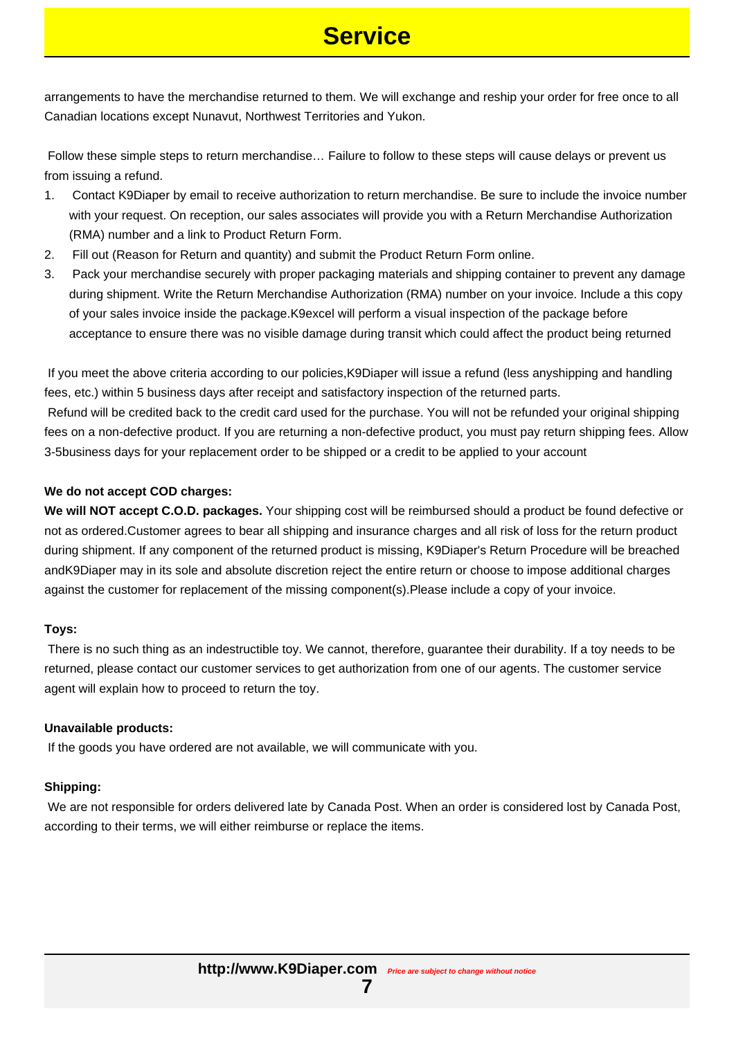# Service

arrangements to have the merchandise returned to them. We will exchange and reship your order for free once to all Canadian locations except Nunavut, Northwest Territories and Yukon.

Follow these simple steps to return merchandise… Failure to follow to these steps will cause delays or prevent us from issuing a refund.

1. Contact K9Diaper by email to receive authorization to return merchandise. Be sure to include the invoice number with your request. On reception, our sales associates will provide you with a Return Merchandise Authorization (RMA) number and a link to Product Return Form.
2. Fill out (Reason for Return and quantity) and submit the Product Return Form online.
3. Pack your merchandise securely with proper packaging materials and shipping container to prevent any damage during shipment. Write the Return Merchandise Authorization (RMA) number on your invoice. Include a this copy of your sales invoice inside the package.K9excel will perform a visual inspection of the package before acceptance to ensure there was no visible damage during transit which could affect the product being returned

If you meet the above criteria according to our policies,K9Diaper will issue a refund (less anyshipping and handling fees, etc.) within 5 business days after receipt and satisfactory inspection of the returned parts.
Refund will be credited back to the credit card used for the purchase. You will not be refunded your original shipping fees on a non-defective product. If you are returning a non-defective product, you must pay return shipping fees. Allow 3-5business days for your replacement order to be shipped or a credit to be applied to your account

**We do not accept COD charges:**

**We will NOT accept C.O.D. packages.** Your shipping cost will be reimbursed should a product be found defective or not as ordered.Customer agrees to bear all shipping and insurance charges and all risk of loss for the return product during shipment. If any component of the returned product is missing, K9Diaper's Return Procedure will be breached andK9Diaper may in its sole and absolute discretion reject the entire return or choose to impose additional charges against the customer for replacement of the missing component(s).Please include a copy of your invoice.

**Toys:**

There is no such thing as an indestructible toy. We cannot, therefore, guarantee their durability. If a toy needs to be returned, please contact our customer services to get authorization from one of our agents. The customer service agent will explain how to proceed to return the toy.

**Unavailable products:**

If the goods you have ordered are not available, we will communicate with you.

**Shipping:**

We are not responsible for orders delivered late by Canada Post. When an order is considered lost by Canada Post, according to their terms, we will either reimburse or replace the items.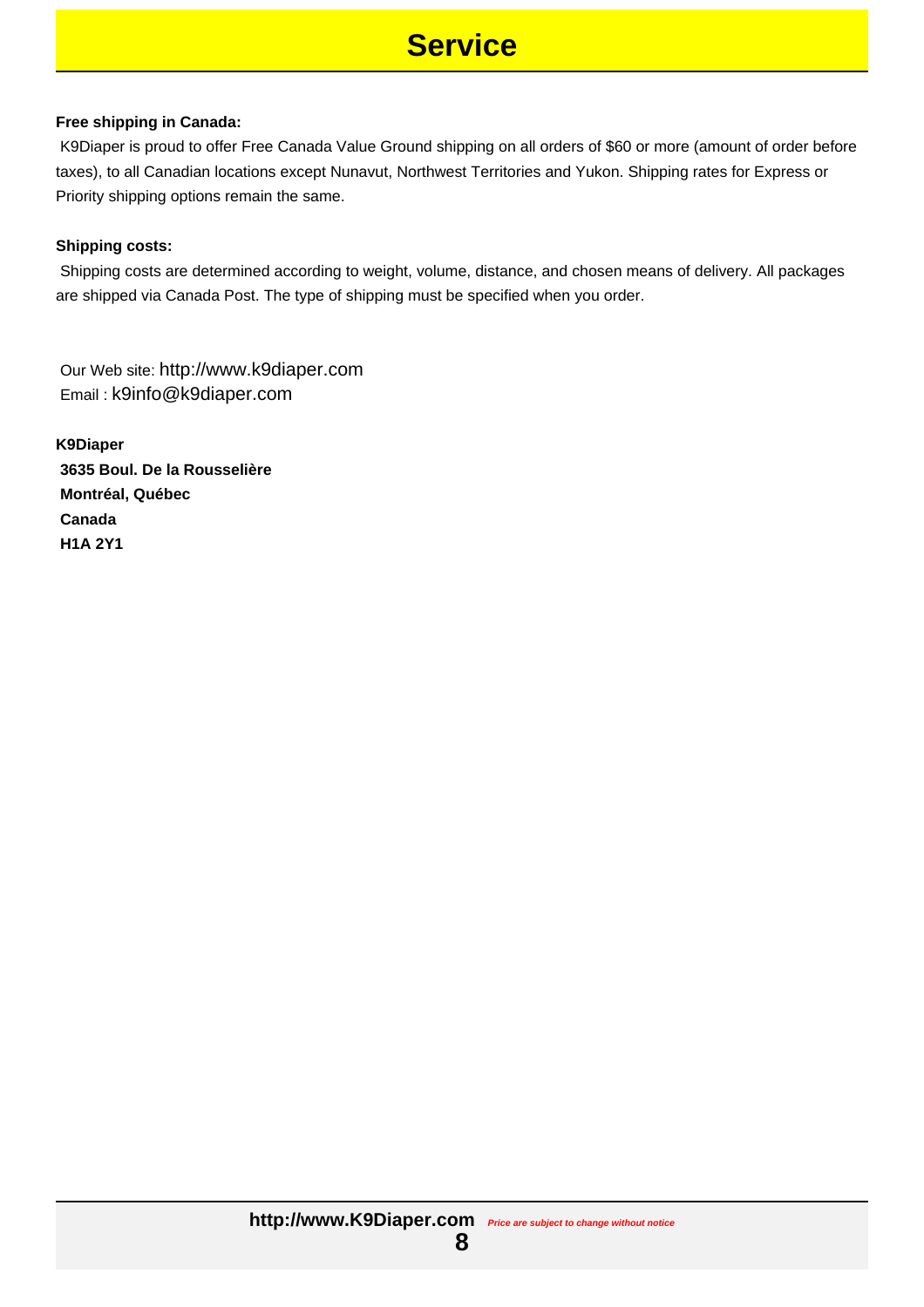# Service

**Free shipping in Canada:**

K9Diaper is proud to offer Free Canada Value Ground shipping on all orders of $60 or more (amount of order before taxes), to all Canadian locations except Nunavut, Northwest Territories and Yukon. Shipping rates for Express or Priority shipping options remain the same.

**Shipping costs:**

Shipping costs are determined according to weight, volume, distance, and chosen means of delivery. All packages are shipped via Canada Post. The type of shipping must be specified when you order.

Our Web site: http://www.k9diaper.com
Email : k9info@k9diaper.com

**K9Diaper**
**3635 Boul. De la Rousselière**
**Montréal, Québec**
**Canada**
**H1A 2Y1**